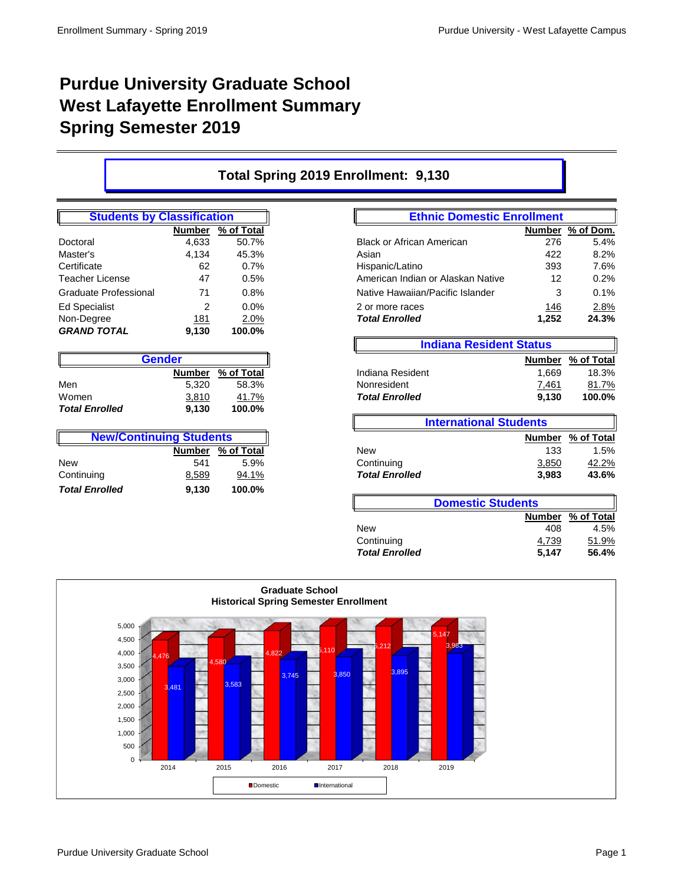# Purdue University Graduate School
# West Lafayette Enrollment Summary
# Spring Semester 2019

## Total Spring 2019 Enrollment: 9,130

### Students by Classification

| | Number | % of Total |
|---|---|---|
| Doctoral | 4,633 | 50.7% |
| Master's | 4,134 | 45.3% |
| Certificate | 62 | 0.7% |
| Teacher License | 47 | 0.5% |
| Graduate Professional | 71 | 0.8% |
| Ed Specialist | 2 | 0.0% |
| Non-Degree | 181 | 2.0% |
| ***GRAND TOTAL*** | **9,130** | **100.0%** |

### Gender

| | Number | % of Total |
|---|---|---|
| Men | 5,320 | 58.3% |
| Women | 3,810 | 41.7% |
| ***Total Enrolled*** | **9,130** | **100.0%** |

### New/Continuing Students

| | Number | % of Total |
|---|---|---|
| New | 541 | 5.9% |
| Continuing | 8,589 | 94.1% |
| ***Total Enrolled*** | **9,130** | **100.0%** |

### Ethnic Domestic Enrollment

| | Number | % of Dom. |
|---|---|---|
| Black or African American | 276 | 5.4% |
| Asian | 422 | 8.2% |
| Hispanic/Latino | 393 | 7.6% |
| American Indian or Alaskan Native | 12 | 0.2% |
| Native Hawaiian/Pacific Islander | 3 | 0.1% |
| 2 or more races | 146 | 2.8% |
| ***Total Enrolled*** | **1,252** | **24.3%** |

### Indiana Resident Status

| | Number | % of Total |
|---|---|---|
| Indiana Resident | 1,669 | 18.3% |
| Nonresident | 7,461 | 81.7% |
| ***Total Enrolled*** | **9,130** | **100.0%** |

### International Students

| | Number | % of Total |
|---|---|---|
| New | 133 | 1.5% |
| Continuing | 3,850 | 42.2% |
| ***Total Enrolled*** | **3,983** | **43.6%** |

### Domestic Students

| | Number | % of Total |
|---|---|---|
| New | 408 | 4.5% |
| Continuing | 4,739 | 51.9% |
| ***Total Enrolled*** | **5,147** | **56.4%** |

### Graduate School Historical Spring Semester Enrollment

| Year | Domestic | International |
|---|---|---|
| 2014 | 4,476 | 3,481 |
| 2015 | 4,580 | 3,583 |
| 2016 | 4,822 | 3,745 |
| 2017 | 5,110 | 3,850 |
| 2018 | 5,212 | 3,895 |
| 2019 | 5,147 | 3,983 |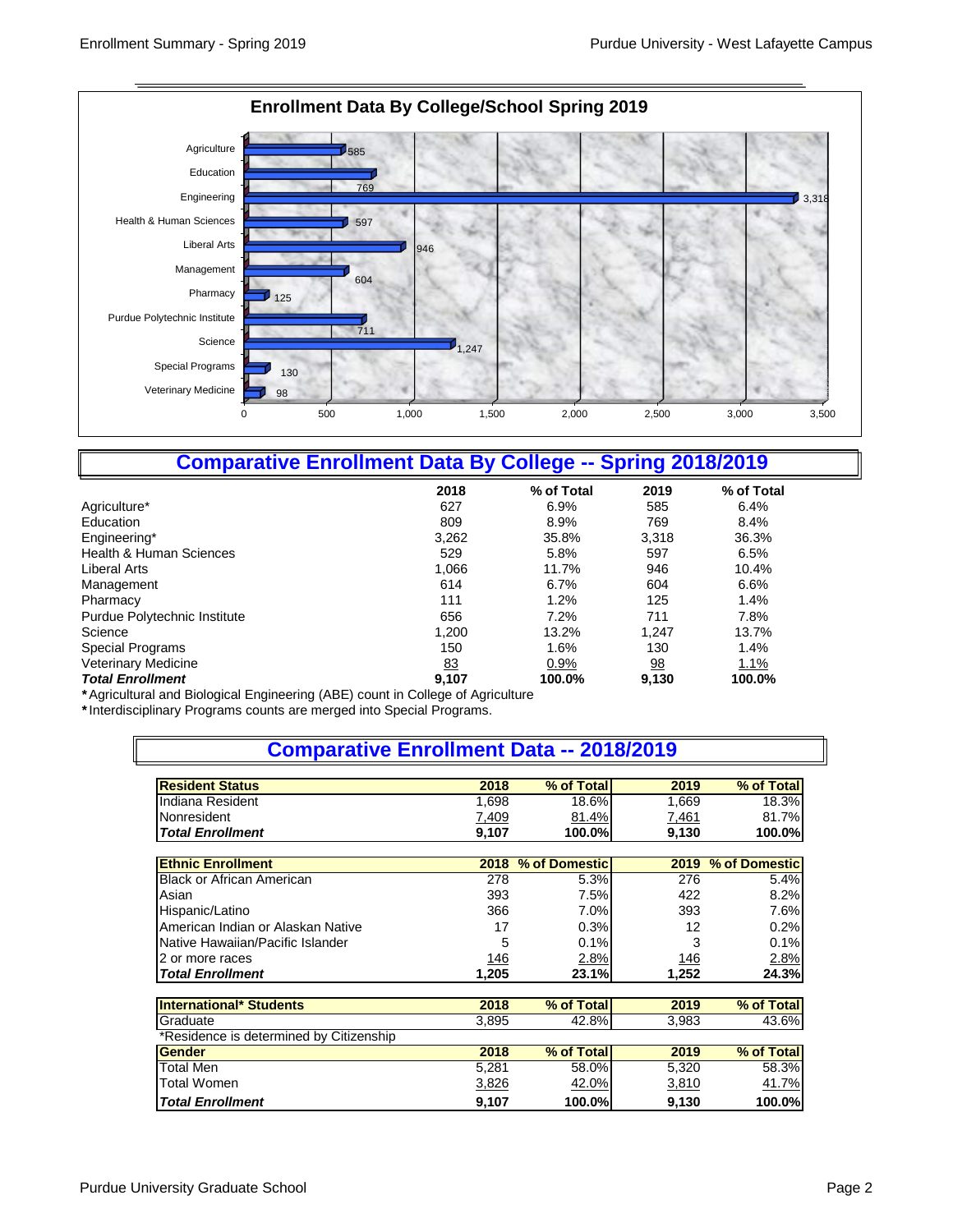## Enrollment Data By College/School Spring 2019

| College/School | Enrollment |
|---|---|
| Agriculture | 585 |
| Education | 769 |
| Engineering | 3,318 |
| Health & Human Sciences | 597 |
| Liberal Arts | 946 |
| Management | 604 |
| Pharmacy | 125 |
| Purdue Polytechnic Institute | 711 |
| Science | 1,247 |
| Special Programs | 130 |
| Veterinary Medicine | 98 |

## Comparative Enrollment Data By College -- Spring 2018/2019

| | 2018 | % of Total | 2019 | % of Total |
|---|---|---|---|---|
| Agriculture* | 627 | 6.9% | 585 | 6.4% |
| Education | 809 | 8.9% | 769 | 8.4% |
| Engineering* | 3,262 | 35.8% | 3,318 | 36.3% |
| Health & Human Sciences | 529 | 5.8% | 597 | 6.5% |
| Liberal Arts | 1,066 | 11.7% | 946 | 10.4% |
| Management | 614 | 6.7% | 604 | 6.6% |
| Pharmacy | 111 | 1.2% | 125 | 1.4% |
| Purdue Polytechnic Institute | 656 | 7.2% | 711 | 7.8% |
| Science | 1,200 | 13.2% | 1,247 | 13.7% |
| Special Programs | 150 | 1.6% | 130 | 1.4% |
| Veterinary Medicine | 83 | 0.9% | 98 | 1.1% |
| ***Total Enrollment*** | **9,107** | **100.0%** | **9,130** | **100.0%** |

**\***Agricultural and Biological Engineering (ABE) count in College of Agriculture

**\***Interdisciplinary Programs counts are merged into Special Programs.

## Comparative Enrollment Data -- 2018/2019

| **Resident Status** | **2018** | **% of Total** | **2019** | **% of Total** |
|---|---|---|---|---|
| Indiana Resident | 1,698 | 18.6% | 1,669 | 18.3% |
| Nonresident | 7,409 | 81.4% | 7,461 | 81.7% |
| ***Total Enrollment*** | **9,107** | **100.0%** | **9,130** | **100.0%** |

| **Ethnic Enrollment** | **2018** | **% of Domestic** | **2019** | **% of Domestic** |
|---|---|---|---|---|
| Black or African American | 278 | 5.3% | 276 | 5.4% |
| Asian | 393 | 7.5% | 422 | 8.2% |
| Hispanic/Latino | 366 | 7.0% | 393 | 7.6% |
| American Indian or Alaskan Native | 17 | 0.3% | 12 | 0.2% |
| Native Hawaiian/Pacific Islander | 5 | 0.1% | 3 | 0.1% |
| 2 or more races | 146 | 2.8% | 146 | 2.8% |
| ***Total Enrollment*** | **1,205** | **23.1%** | **1,252** | **24.3%** |

| **International\* Students** | **2018** | **% of Total** | **2019** | **% of Total** |
|---|---|---|---|---|
| Graduate | 3,895 | 42.8% | 3,983 | 43.6% |

*Residence is determined by Citizenship

| **Gender** | **2018** | **% of Total** | **2019** | **% of Total** |
|---|---|---|---|---|
| Total Men | 5,281 | 58.0% | 5,320 | 58.3% |
| Total Women | 3,826 | 42.0% | 3,810 | 41.7% |
| ***Total Enrollment*** | **9,107** | **100.0%** | **9,130** | **100.0%** |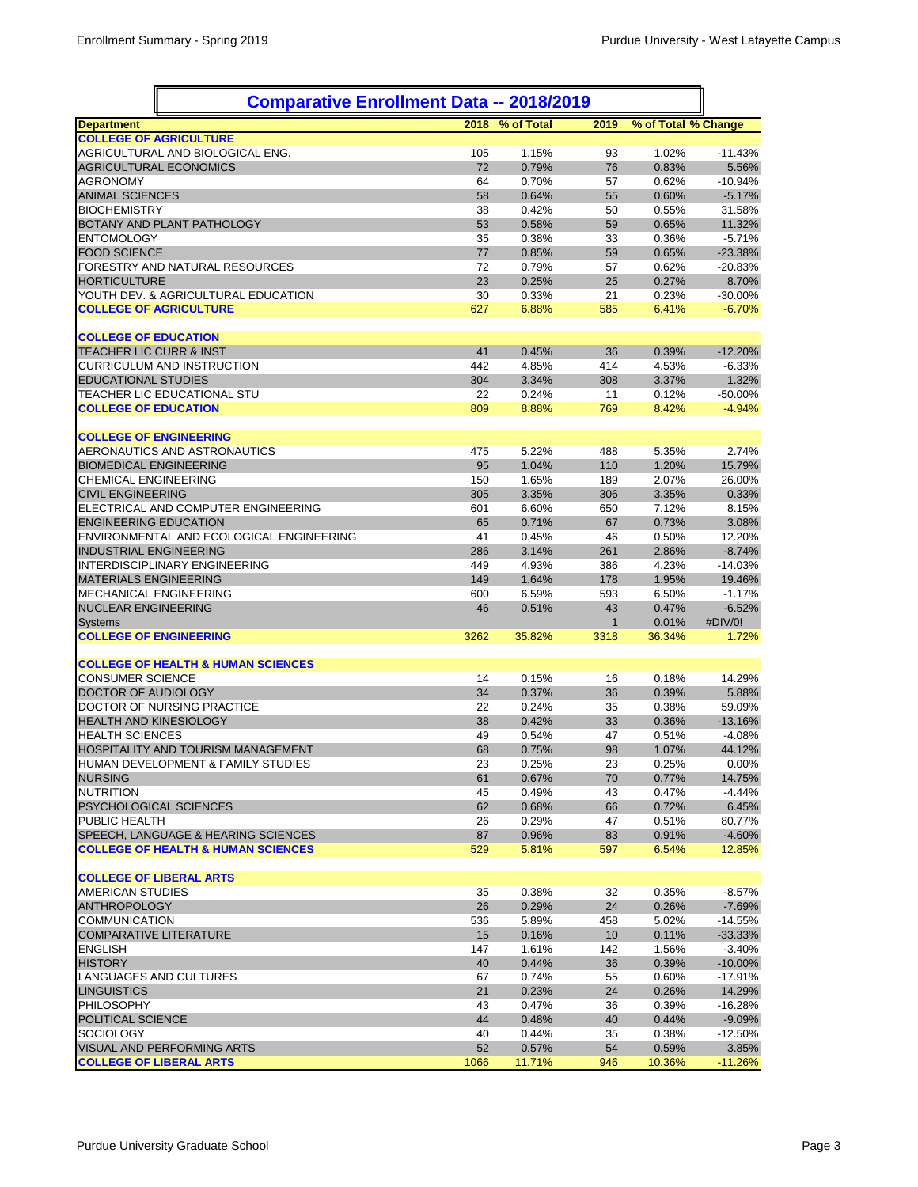## Comparative Enrollment Data -- 2018/2019

| Department | 2018 | % of Total | 2019 | % of Total | % Change |
|---|---|---|---|---|---|
| **COLLEGE OF AGRICULTURE** | | | | | |
| AGRICULTURAL AND BIOLOGICAL ENG. | 105 | 1.15% | 93 | 1.02% | -11.43% |
| AGRICULTURAL ECONOMICS | 72 | 0.79% | 76 | 0.83% | 5.56% |
| AGRONOMY | 64 | 0.70% | 57 | 0.62% | -10.94% |
| ANIMAL SCIENCES | 58 | 0.64% | 55 | 0.60% | -5.17% |
| BIOCHEMISTRY | 38 | 0.42% | 50 | 0.55% | 31.58% |
| BOTANY AND PLANT PATHOLOGY | 53 | 0.58% | 59 | 0.65% | 11.32% |
| ENTOMOLOGY | 35 | 0.38% | 33 | 0.36% | -5.71% |
| FOOD SCIENCE | 77 | 0.85% | 59 | 0.65% | -23.38% |
| FORESTRY AND NATURAL RESOURCES | 72 | 0.79% | 57 | 0.62% | -20.83% |
| HORTICULTURE | 23 | 0.25% | 25 | 0.27% | 8.70% |
| YOUTH DEV. & AGRICULTURAL EDUCATION | 30 | 0.33% | 21 | 0.23% | -30.00% |
| **COLLEGE OF AGRICULTURE** | 627 | 6.88% | 585 | 6.41% | -6.70% |
| | | | | | |
| **COLLEGE OF EDUCATION** | | | | | |
| TEACHER LIC CURR & INST | 41 | 0.45% | 36 | 0.39% | -12.20% |
| CURRICULUM AND INSTRUCTION | 442 | 4.85% | 414 | 4.53% | -6.33% |
| EDUCATIONAL STUDIES | 304 | 3.34% | 308 | 3.37% | 1.32% |
| TEACHER LIC EDUCATIONAL STU | 22 | 0.24% | 11 | 0.12% | -50.00% |
| **COLLEGE OF EDUCATION** | 809 | 8.88% | 769 | 8.42% | -4.94% |
| | | | | | |
| **COLLEGE OF ENGINEERING** | | | | | |
| AERONAUTICS AND ASTRONAUTICS | 475 | 5.22% | 488 | 5.35% | 2.74% |
| BIOMEDICAL ENGINEERING | 95 | 1.04% | 110 | 1.20% | 15.79% |
| CHEMICAL ENGINEERING | 150 | 1.65% | 189 | 2.07% | 26.00% |
| CIVIL ENGINEERING | 305 | 3.35% | 306 | 3.35% | 0.33% |
| ELECTRICAL AND COMPUTER ENGINEERING | 601 | 6.60% | 650 | 7.12% | 8.15% |
| ENGINEERING EDUCATION | 65 | 0.71% | 67 | 0.73% | 3.08% |
| ENVIRONMENTAL AND ECOLOGICAL ENGINEERING | 41 | 0.45% | 46 | 0.50% | 12.20% |
| INDUSTRIAL ENGINEERING | 286 | 3.14% | 261 | 2.86% | -8.74% |
| INTERDISCIPLINARY ENGINEERING | 449 | 4.93% | 386 | 4.23% | -14.03% |
| MATERIALS ENGINEERING | 149 | 1.64% | 178 | 1.95% | 19.46% |
| MECHANICAL ENGINEERING | 600 | 6.59% | 593 | 6.50% | -1.17% |
| NUCLEAR ENGINEERING | 46 | 0.51% | 43 | 0.47% | -6.52% |
| Systems | | | 1 | 0.01% | #DIV/0! |
| **COLLEGE OF ENGINEERING** | 3262 | 35.82% | 3318 | 36.34% | 1.72% |
| | | | | | |
| **COLLEGE OF HEALTH & HUMAN SCIENCES** | | | | | |
| CONSUMER SCIENCE | 14 | 0.15% | 16 | 0.18% | 14.29% |
| DOCTOR OF AUDIOLOGY | 34 | 0.37% | 36 | 0.39% | 5.88% |
| DOCTOR OF NURSING PRACTICE | 22 | 0.24% | 35 | 0.38% | 59.09% |
| HEALTH AND KINESIOLOGY | 38 | 0.42% | 33 | 0.36% | -13.16% |
| HEALTH SCIENCES | 49 | 0.54% | 47 | 0.51% | -4.08% |
| HOSPITALITY AND TOURISM MANAGEMENT | 68 | 0.75% | 98 | 1.07% | 44.12% |
| HUMAN DEVELOPMENT & FAMILY STUDIES | 23 | 0.25% | 23 | 0.25% | 0.00% |
| NURSING | 61 | 0.67% | 70 | 0.77% | 14.75% |
| NUTRITION | 45 | 0.49% | 43 | 0.47% | -4.44% |
| PSYCHOLOGICAL SCIENCES | 62 | 0.68% | 66 | 0.72% | 6.45% |
| PUBLIC HEALTH | 26 | 0.29% | 47 | 0.51% | 80.77% |
| SPEECH, LANGUAGE & HEARING SCIENCES | 87 | 0.96% | 83 | 0.91% | -4.60% |
| **COLLEGE OF HEALTH & HUMAN SCIENCES** | 529 | 5.81% | 597 | 6.54% | 12.85% |
| | | | | | |
| **COLLEGE OF LIBERAL ARTS** | | | | | |
| AMERICAN STUDIES | 35 | 0.38% | 32 | 0.35% | -8.57% |
| ANTHROPOLOGY | 26 | 0.29% | 24 | 0.26% | -7.69% |
| COMMUNICATION | 536 | 5.89% | 458 | 5.02% | -14.55% |
| COMPARATIVE LITERATURE | 15 | 0.16% | 10 | 0.11% | -33.33% |
| ENGLISH | 147 | 1.61% | 142 | 1.56% | -3.40% |
| HISTORY | 40 | 0.44% | 36 | 0.39% | -10.00% |
| LANGUAGES AND CULTURES | 67 | 0.74% | 55 | 0.60% | -17.91% |
| LINGUISTICS | 21 | 0.23% | 24 | 0.26% | 14.29% |
| PHILOSOPHY | 43 | 0.47% | 36 | 0.39% | -16.28% |
| POLITICAL SCIENCE | 44 | 0.48% | 40 | 0.44% | -9.09% |
| SOCIOLOGY | 40 | 0.44% | 35 | 0.38% | -12.50% |
| VISUAL AND PERFORMING ARTS | 52 | 0.57% | 54 | 0.59% | 3.85% |
| **COLLEGE OF LIBERAL ARTS** | 1066 | 11.71% | 946 | 10.36% | -11.26% |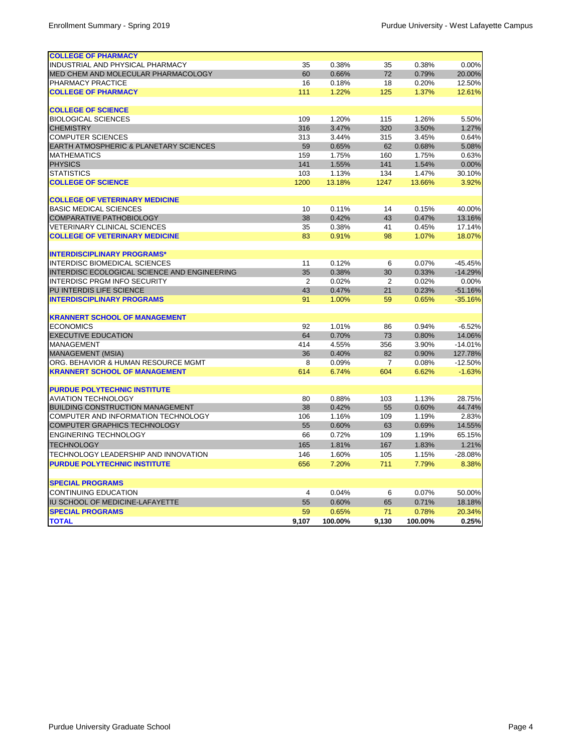| | | | | | |
|---|---|---|---|---|---|
| **COLLEGE OF PHARMACY** | | | | | |
| INDUSTRIAL AND PHYSICAL PHARMACY | 35 | 0.38% | 35 | 0.38% | 0.00% |
| MED CHEM AND MOLECULAR PHARMACOLOGY | 60 | 0.66% | 72 | 0.79% | 20.00% |
| PHARMACY PRACTICE | 16 | 0.18% | 18 | 0.20% | 12.50% |
| **COLLEGE OF PHARMACY** | 111 | 1.22% | 125 | 1.37% | 12.61% |
| | | | | | |
| **COLLEGE OF SCIENCE** | | | | | |
| BIOLOGICAL SCIENCES | 109 | 1.20% | 115 | 1.26% | 5.50% |
| CHEMISTRY | 316 | 3.47% | 320 | 3.50% | 1.27% |
| COMPUTER SCIENCES | 313 | 3.44% | 315 | 3.45% | 0.64% |
| EARTH ATMOSPHERIC & PLANETARY SCIENCES | 59 | 0.65% | 62 | 0.68% | 5.08% |
| MATHEMATICS | 159 | 1.75% | 160 | 1.75% | 0.63% |
| PHYSICS | 141 | 1.55% | 141 | 1.54% | 0.00% |
| STATISTICS | 103 | 1.13% | 134 | 1.47% | 30.10% |
| **COLLEGE OF SCIENCE** | 1200 | 13.18% | 1247 | 13.66% | 3.92% |
| | | | | | |
| **COLLEGE OF VETERINARY MEDICINE** | | | | | |
| BASIC MEDICAL SCIENCES | 10 | 0.11% | 14 | 0.15% | 40.00% |
| COMPARATIVE PATHOBIOLOGY | 38 | 0.42% | 43 | 0.47% | 13.16% |
| VETERINARY CLINICAL SCIENCES | 35 | 0.38% | 41 | 0.45% | 17.14% |
| **COLLEGE OF VETERINARY MEDICINE** | 83 | 0.91% | 98 | 1.07% | 18.07% |
| | | | | | |
| **INTERDISCIPLINARY PROGRAMS*** | | | | | |
| INTERDISC BIOMEDICAL SCIENCES | 11 | 0.12% | 6 | 0.07% | -45.45% |
| INTERDISC ECOLOGICAL SCIENCE AND ENGINEERING | 35 | 0.38% | 30 | 0.33% | -14.29% |
| INTERDISC PRGM INFO SECURITY | 2 | 0.02% | 2 | 0.02% | 0.00% |
| PU INTERDIS LIFE SCIENCE | 43 | 0.47% | 21 | 0.23% | -51.16% |
| **INTERDISCIPLINARY PROGRAMS** | 91 | 1.00% | 59 | 0.65% | -35.16% |
| | | | | | |
| **KRANNERT SCHOOL OF MANAGEMENT** | | | | | |
| ECONOMICS | 92 | 1.01% | 86 | 0.94% | -6.52% |
| EXECUTIVE EDUCATION | 64 | 0.70% | 73 | 0.80% | 14.06% |
| MANAGEMENT | 414 | 4.55% | 356 | 3.90% | -14.01% |
| MANAGEMENT (MSIA) | 36 | 0.40% | 82 | 0.90% | 127.78% |
| ORG. BEHAVIOR & HUMAN RESOURCE MGMT | 8 | 0.09% | 7 | 0.08% | -12.50% |
| **KRANNERT SCHOOL OF MANAGEMENT** | 614 | 6.74% | 604 | 6.62% | -1.63% |
| | | | | | |
| **PURDUE POLYTECHNIC INSTITUTE** | | | | | |
| AVIATION TECHNOLOGY | 80 | 0.88% | 103 | 1.13% | 28.75% |
| BUILDING CONSTRUCTION MANAGEMENT | 38 | 0.42% | 55 | 0.60% | 44.74% |
| COMPUTER AND INFORMATION TECHNOLOGY | 106 | 1.16% | 109 | 1.19% | 2.83% |
| COMPUTER GRAPHICS TECHNOLOGY | 55 | 0.60% | 63 | 0.69% | 14.55% |
| ENGINERING TECHNOLOGY | 66 | 0.72% | 109 | 1.19% | 65.15% |
| TECHNOLOGY | 165 | 1.81% | 167 | 1.83% | 1.21% |
| TECHNOLOGY LEADERSHIP AND INNOVATION | 146 | 1.60% | 105 | 1.15% | -28.08% |
| **PURDUE POLYTECHNIC INSTITUTE** | 656 | 7.20% | 711 | 7.79% | 8.38% |
| | | | | | |
| **SPECIAL PROGRAMS** | | | | | |
| CONTINUING EDUCATION | 4 | 0.04% | 6 | 0.07% | 50.00% |
| IU SCHOOL OF MEDICINE-LAFAYETTE | 55 | 0.60% | 65 | 0.71% | 18.18% |
| **SPECIAL PROGRAMS** | 59 | 0.65% | 71 | 0.78% | 20.34% |
| **TOTAL** | **9,107** | **100.00%** | **9,130** | **100.00%** | **0.25%** |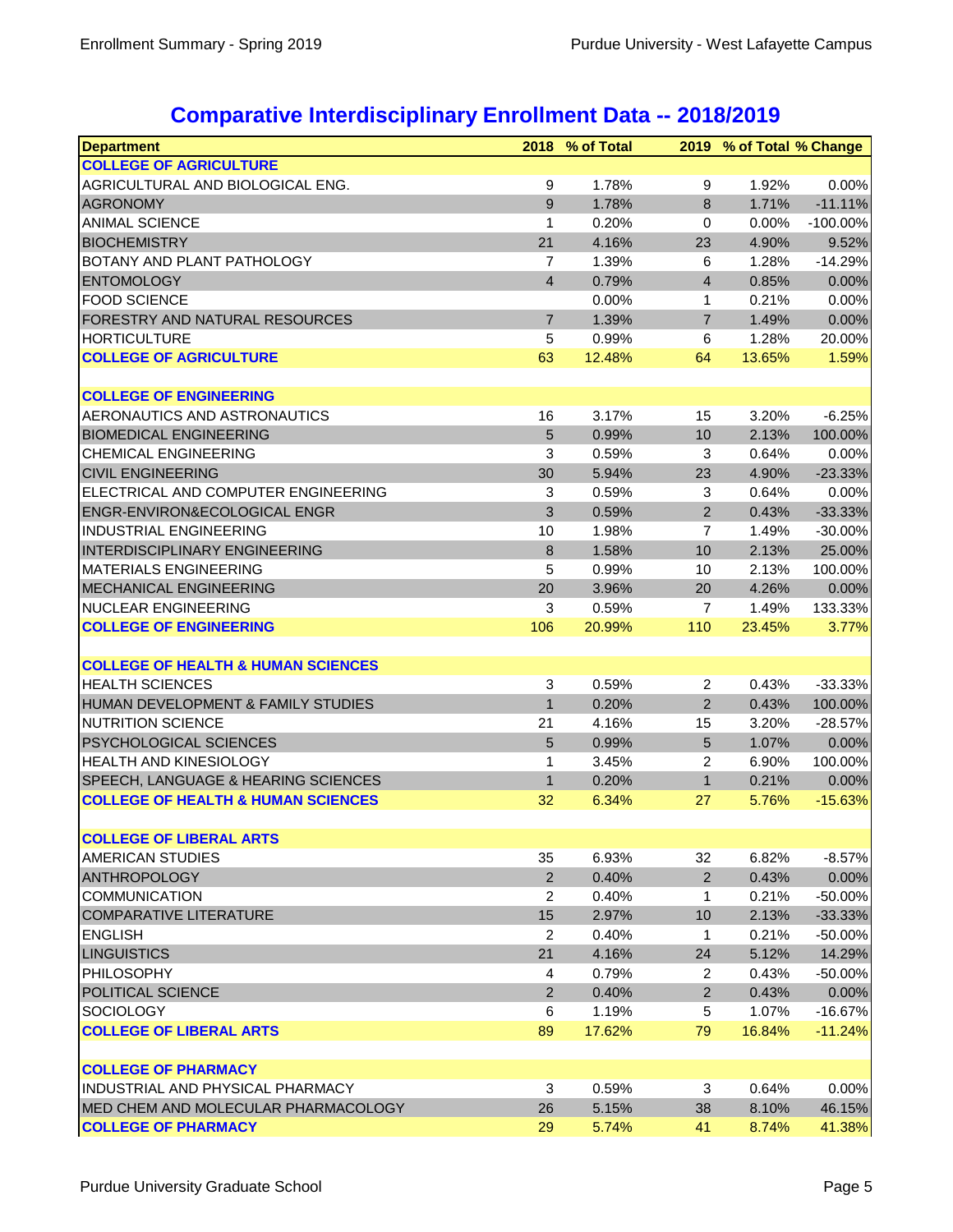## Comparative Interdisciplinary Enrollment Data -- 2018/2019

| Department | 2018 | % of Total | 2019 | % of Total | % Change |
|---|---|---|---|---|---|
| **COLLEGE OF AGRICULTURE** | | | | | |
| AGRICULTURAL AND BIOLOGICAL ENG. | 9 | 1.78% | 9 | 1.92% | 0.00% |
| AGRONOMY | 9 | 1.78% | 8 | 1.71% | -11.11% |
| ANIMAL SCIENCE | 1 | 0.20% | 0 | 0.00% | -100.00% |
| BIOCHEMISTRY | 21 | 4.16% | 23 | 4.90% | 9.52% |
| BOTANY AND PLANT PATHOLOGY | 7 | 1.39% | 6 | 1.28% | -14.29% |
| ENTOMOLOGY | 4 | 0.79% | 4 | 0.85% | 0.00% |
| FOOD SCIENCE | | 0.00% | 1 | 0.21% | 0.00% |
| FORESTRY AND NATURAL RESOURCES | 7 | 1.39% | 7 | 1.49% | 0.00% |
| HORTICULTURE | 5 | 0.99% | 6 | 1.28% | 20.00% |
| **COLLEGE OF AGRICULTURE** | 63 | 12.48% | 64 | 13.65% | 1.59% |
| | | | | | |
| **COLLEGE OF ENGINEERING** | | | | | |
| AERONAUTICS AND ASTRONAUTICS | 16 | 3.17% | 15 | 3.20% | -6.25% |
| BIOMEDICAL ENGINEERING | 5 | 0.99% | 10 | 2.13% | 100.00% |
| CHEMICAL ENGINEERING | 3 | 0.59% | 3 | 0.64% | 0.00% |
| CIVIL ENGINEERING | 30 | 5.94% | 23 | 4.90% | -23.33% |
| ELECTRICAL AND COMPUTER ENGINEERING | 3 | 0.59% | 3 | 0.64% | 0.00% |
| ENGR-ENVIRON&ECOLOGICAL ENGR | 3 | 0.59% | 2 | 0.43% | -33.33% |
| INDUSTRIAL ENGINEERING | 10 | 1.98% | 7 | 1.49% | -30.00% |
| INTERDISCIPLINARY ENGINEERING | 8 | 1.58% | 10 | 2.13% | 25.00% |
| MATERIALS ENGINEERING | 5 | 0.99% | 10 | 2.13% | 100.00% |
| MECHANICAL ENGINEERING | 20 | 3.96% | 20 | 4.26% | 0.00% |
| NUCLEAR ENGINEERING | 3 | 0.59% | 7 | 1.49% | 133.33% |
| **COLLEGE OF ENGINEERING** | 106 | 20.99% | 110 | 23.45% | 3.77% |
| | | | | | |
| **COLLEGE OF HEALTH & HUMAN SCIENCES** | | | | | |
| HEALTH SCIENCES | 3 | 0.59% | 2 | 0.43% | -33.33% |
| HUMAN DEVELOPMENT & FAMILY STUDIES | 1 | 0.20% | 2 | 0.43% | 100.00% |
| NUTRITION SCIENCE | 21 | 4.16% | 15 | 3.20% | -28.57% |
| PSYCHOLOGICAL SCIENCES | 5 | 0.99% | 5 | 1.07% | 0.00% |
| HEALTH AND KINESIOLOGY | 1 | 3.45% | 2 | 6.90% | 100.00% |
| SPEECH, LANGUAGE & HEARING SCIENCES | 1 | 0.20% | 1 | 0.21% | 0.00% |
| **COLLEGE OF HEALTH & HUMAN SCIENCES** | 32 | 6.34% | 27 | 5.76% | -15.63% |
| | | | | | |
| **COLLEGE OF LIBERAL ARTS** | | | | | |
| AMERICAN STUDIES | 35 | 6.93% | 32 | 6.82% | -8.57% |
| ANTHROPOLOGY | 2 | 0.40% | 2 | 0.43% | 0.00% |
| COMMUNICATION | 2 | 0.40% | 1 | 0.21% | -50.00% |
| COMPARATIVE LITERATURE | 15 | 2.97% | 10 | 2.13% | -33.33% |
| ENGLISH | 2 | 0.40% | 1 | 0.21% | -50.00% |
| LINGUISTICS | 21 | 4.16% | 24 | 5.12% | 14.29% |
| PHILOSOPHY | 4 | 0.79% | 2 | 0.43% | -50.00% |
| POLITICAL SCIENCE | 2 | 0.40% | 2 | 0.43% | 0.00% |
| SOCIOLOGY | 6 | 1.19% | 5 | 1.07% | -16.67% |
| **COLLEGE OF LIBERAL ARTS** | 89 | 17.62% | 79 | 16.84% | -11.24% |
| | | | | | |
| **COLLEGE OF PHARMACY** | | | | | |
| INDUSTRIAL AND PHYSICAL PHARMACY | 3 | 0.59% | 3 | 0.64% | 0.00% |
| MED CHEM AND MOLECULAR PHARMACOLOGY | 26 | 5.15% | 38 | 8.10% | 46.15% |
| **COLLEGE OF PHARMACY** | 29 | 5.74% | 41 | 8.74% | 41.38% |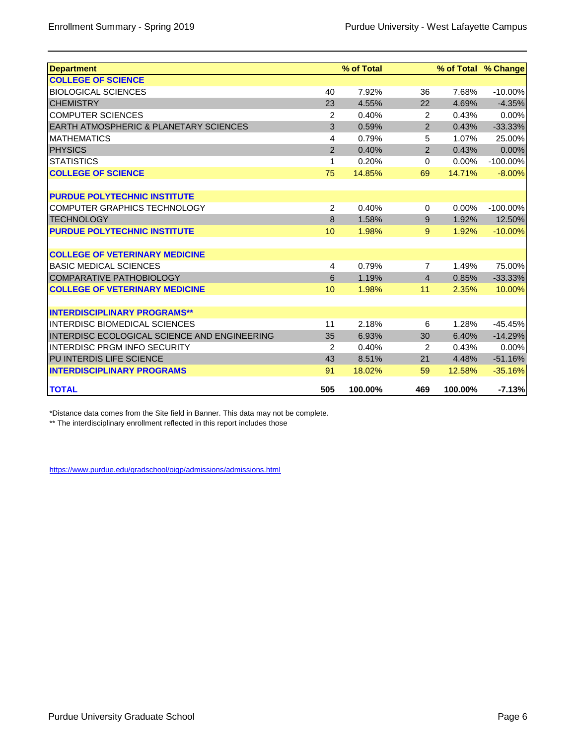| Department | | % of Total | | % of Total | % Change |
|---|---|---|---|---|---|
| **COLLEGE OF SCIENCE** | | | | | |
| BIOLOGICAL SCIENCES | 40 | 7.92% | 36 | 7.68% | -10.00% |
| CHEMISTRY | 23 | 4.55% | 22 | 4.69% | -4.35% |
| COMPUTER SCIENCES | 2 | 0.40% | 2 | 0.43% | 0.00% |
| EARTH ATMOSPHERIC & PLANETARY SCIENCES | 3 | 0.59% | 2 | 0.43% | -33.33% |
| MATHEMATICS | 4 | 0.79% | 5 | 1.07% | 25.00% |
| PHYSICS | 2 | 0.40% | 2 | 0.43% | 0.00% |
| STATISTICS | 1 | 0.20% | 0 | 0.00% | -100.00% |
| **COLLEGE OF SCIENCE** | 75 | 14.85% | 69 | 14.71% | -8.00% |
| | | | | | |
| **PURDUE POLYTECHNIC INSTITUTE** | | | | | |
| COMPUTER GRAPHICS TECHNOLOGY | 2 | 0.40% | 0 | 0.00% | -100.00% |
| TECHNOLOGY | 8 | 1.58% | 9 | 1.92% | 12.50% |
| **PURDUE POLYTECHNIC INSTITUTE** | 10 | 1.98% | 9 | 1.92% | -10.00% |
| | | | | | |
| **COLLEGE OF VETERINARY MEDICINE** | | | | | |
| BASIC MEDICAL SCIENCES | 4 | 0.79% | 7 | 1.49% | 75.00% |
| COMPARATIVE PATHOBIOLOGY | 6 | 1.19% | 4 | 0.85% | -33.33% |
| **COLLEGE OF VETERINARY MEDICINE** | 10 | 1.98% | 11 | 2.35% | 10.00% |
| | | | | | |
| **INTERDISCIPLINARY PROGRAMS**** | | | | | |
| INTERDISC BIOMEDICAL SCIENCES | 11 | 2.18% | 6 | 1.28% | -45.45% |
| INTERDISC ECOLOGICAL SCIENCE AND ENGINEERING | 35 | 6.93% | 30 | 6.40% | -14.29% |
| INTERDISC PRGM INFO SECURITY | 2 | 0.40% | 2 | 0.43% | 0.00% |
| PU INTERDIS LIFE SCIENCE | 43 | 8.51% | 21 | 4.48% | -51.16% |
| **INTERDISCIPLINARY PROGRAMS** | 91 | 18.02% | 59 | 12.58% | -35.16% |
| | | | | | |
| **TOTAL** | **505** | **100.00%** | **469** | **100.00%** | **-7.13%** |

*Distance data comes from the Site field in Banner. This data may not be complete.

** The interdisciplinary enrollment reflected in this report includes those

https://www.purdue.edu/gradschool/oigp/admissions/admissions.html